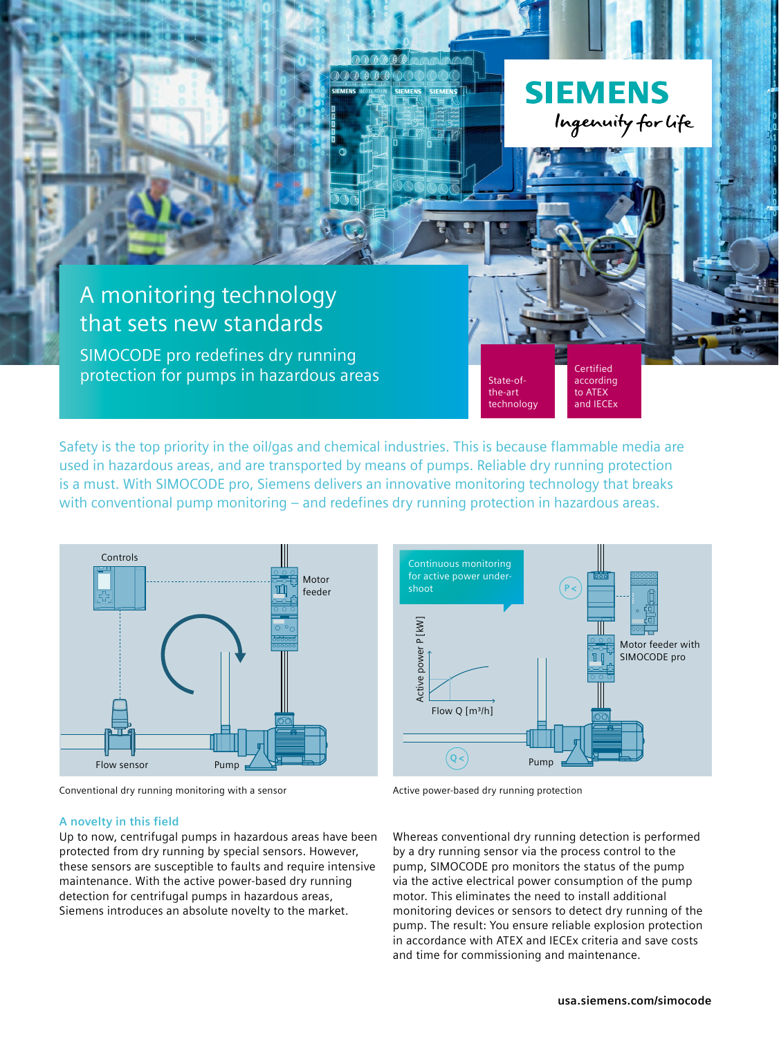# A monitoring technology that sets new standards

## SIMOCODE pro redefines dry running protection for pumps in hazardous areas

State-of-the-art technology

Certified according to ATEX and IECEx

Safety is the top priority in the oil/gas and chemical industries. This is because flammable media are used in hazardous areas, and are transported by means of pumps. Reliable dry running protection is a must. With SIMOCODE pro, Siemens delivers an innovative monitoring technology that breaks with conventional pump monitoring – and redefines dry running protection in hazardous areas.

Controls

Motor feeder

Flow sensor

Pump

Conventional dry running monitoring with a sensor

Continuous monitoring for active power undershoot

Active power P [kW]

Flow Q [m³/h]

Motor feeder with SIMOCODE pro

Pump

Active power-based dry running protection

### A novelty in this field

Up to now, centrifugal pumps in hazardous areas have been protected from dry running by special sensors. However, these sensors are susceptible to faults and require intensive maintenance. With the active power-based dry running detection for centrifugal pumps in hazardous areas, Siemens introduces an absolute novelty to the market.

Whereas conventional dry running detection is performed by a dry running sensor via the process control to the pump, SIMOCODE pro monitors the status of the pump via the active electrical power consumption of the pump motor. This eliminates the need to install additional monitoring devices or sensors to detect dry running of the pump. The result: You ensure reliable explosion protection in accordance with ATEX and IECEx criteria and save costs and time for commissioning and maintenance.

usa.siemens.com/simocode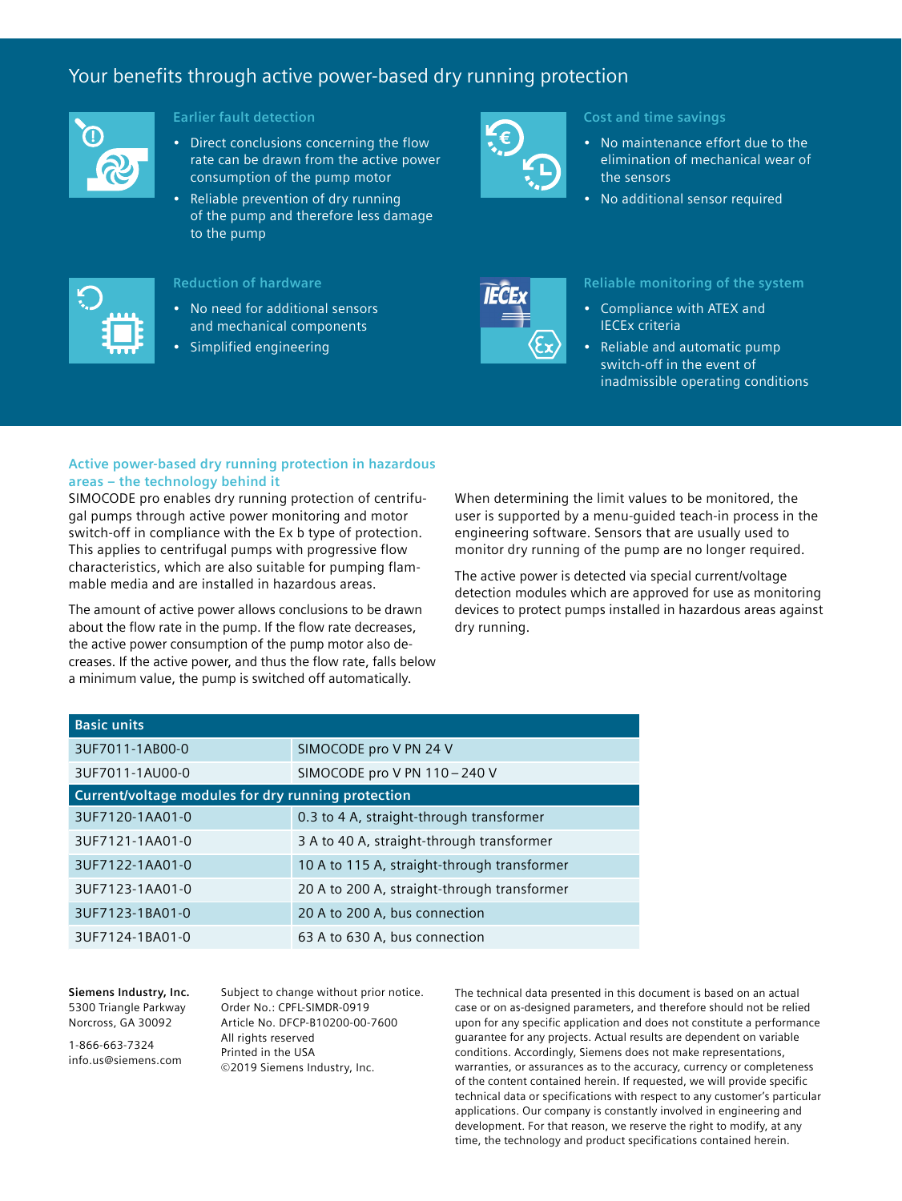## Your benefits through active power-based dry running protection

### Earlier fault detection

- Direct conclusions concerning the flow rate can be drawn from the active power consumption of the pump motor
- Reliable prevention of dry running of the pump and therefore less damage to the pump

### Cost and time savings

- No maintenance effort due to the elimination of mechanical wear of the sensors
- No additional sensor required

### Reduction of hardware

- No need for additional sensors and mechanical components
- Simplified engineering

### Reliable monitoring of the system

- Compliance with ATEX and IECEx criteria
- Reliable and automatic pump switch-off in the event of inadmissible operating conditions

### Active power-based dry running protection in hazardous areas – the technology behind it

SIMOCODE pro enables dry running protection of centrifugal pumps through active power monitoring and motor switch-off in compliance with the Ex b type of protection. This applies to centrifugal pumps with progressive flow characteristics, which are also suitable for pumping flammable media and are installed in hazardous areas.

The amount of active power allows conclusions to be drawn about the flow rate in the pump. If the flow rate decreases, the active power consumption of the pump motor also decreases. If the active power, and thus the flow rate, falls below a minimum value, the pump is switched off automatically.

When determining the limit values to be monitored, the user is supported by a menu-guided teach-in process in the engineering software. Sensors that are usually used to monitor dry running of the pump are no longer required.

The active power is detected via special current/voltage detection modules which are approved for use as monitoring devices to protect pumps installed in hazardous areas against dry running.

| Basic units | |
|---|---|
| 3UF7011-1AB00-0 | SIMOCODE pro V PN 24 V |
| 3UF7011-1AU00-0 | SIMOCODE pro V PN 110 – 240 V |
| **Current/voltage modules for dry running protection** | |
| 3UF7120-1AA01-0 | 0.3 to 4 A, straight-through transformer |
| 3UF7121-1AA01-0 | 3 A to 40 A, straight-through transformer |
| 3UF7122-1AA01-0 | 10 A to 115 A, straight-through transformer |
| 3UF7123-1AA01-0 | 20 A to 200 A, straight-through transformer |
| 3UF7123-1BA01-0 | 20 A to 200 A, bus connection |
| 3UF7124-1BA01-0 | 63 A to 630 A, bus connection |

**Siemens Industry, Inc.**
5300 Triangle Parkway
Norcross, GA 30092

1-866-663-7324
info.us@siemens.com

Subject to change without prior notice.
Order No.: CPFL-SIMDR-0919
Article No. DFCP-B10200-00-7600
All rights reserved
Printed in the USA
©2019 Siemens Industry, Inc.

The technical data presented in this document is based on an actual case or on as-designed parameters, and therefore should not be relied upon for any specific application and does not constitute a performance guarantee for any projects. Actual results are dependent on variable conditions. Accordingly, Siemens does not make representations, warranties, or assurances as to the accuracy, currency or completeness of the content contained herein. If requested, we will provide specific technical data or specifications with respect to any customer's particular applications. Our company is constantly involved in engineering and development. For that reason, we reserve the right to modify, at any time, the technology and product specifications contained herein.